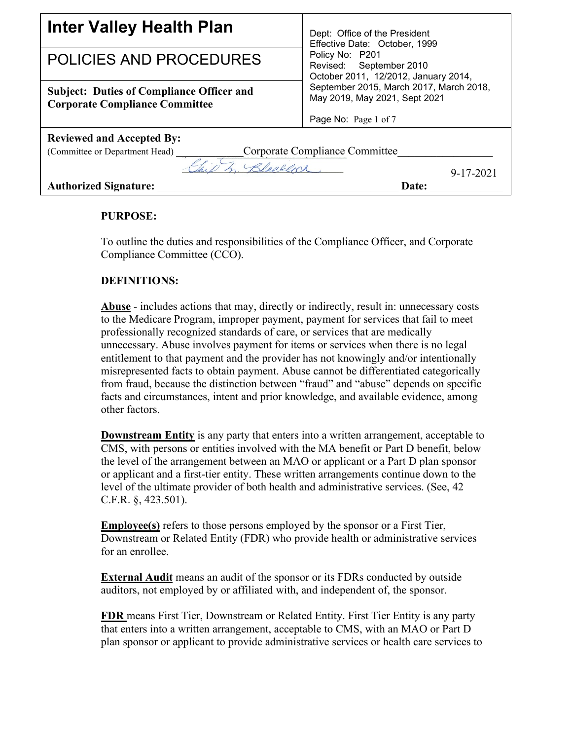| **Inter Valley Health Plan** | Dept: Office of the President<br>Effective Date: October, 1999<br>Policy No: P201<br>Revised: September 2010<br>October 2011, 12/2012, January 2014, September 2015, March 2017, March 2018, May 2019, May 2021, Sept 2021<br><br>Page No: Page 1 of 7 |
|---|---|
| POLICIES AND PROCEDURES | |
| **Subject: Duties of Compliance Officer and Corporate Compliance Committee** | |

**Reviewed and Accepted By:**
(Committee or Department Head) Corporate Compliance Committee

**Authorized Signature:** [signature] **Date:** 9-17-2021

**PURPOSE:**

To outline the duties and responsibilities of the Compliance Officer, and Corporate Compliance Committee (CCO).

**DEFINITIONS:**

**Abuse** - includes actions that may, directly or indirectly, result in: unnecessary costs to the Medicare Program, improper payment, payment for services that fail to meet professionally recognized standards of care, or services that are medically unnecessary. Abuse involves payment for items or services when there is no legal entitlement to that payment and the provider has not knowingly and/or intentionally misrepresented facts to obtain payment. Abuse cannot be differentiated categorically from fraud, because the distinction between "fraud" and "abuse" depends on specific facts and circumstances, intent and prior knowledge, and available evidence, among other factors.

**Downstream Entity** is any party that enters into a written arrangement, acceptable to CMS, with persons or entities involved with the MA benefit or Part D benefit, below the level of the arrangement between an MAO or applicant or a Part D plan sponsor or applicant and a first-tier entity. These written arrangements continue down to the level of the ultimate provider of both health and administrative services. (See, 42 C.F.R. §, 423.501).

**Employee(s)** refers to those persons employed by the sponsor or a First Tier, Downstream or Related Entity (FDR) who provide health or administrative services for an enrollee.

**External Audit** means an audit of the sponsor or its FDRs conducted by outside auditors, not employed by or affiliated with, and independent of, the sponsor.

**FDR** means First Tier, Downstream or Related Entity. First Tier Entity is any party that enters into a written arrangement, acceptable to CMS, with an MAO or Part D plan sponsor or applicant to provide administrative services or health care services to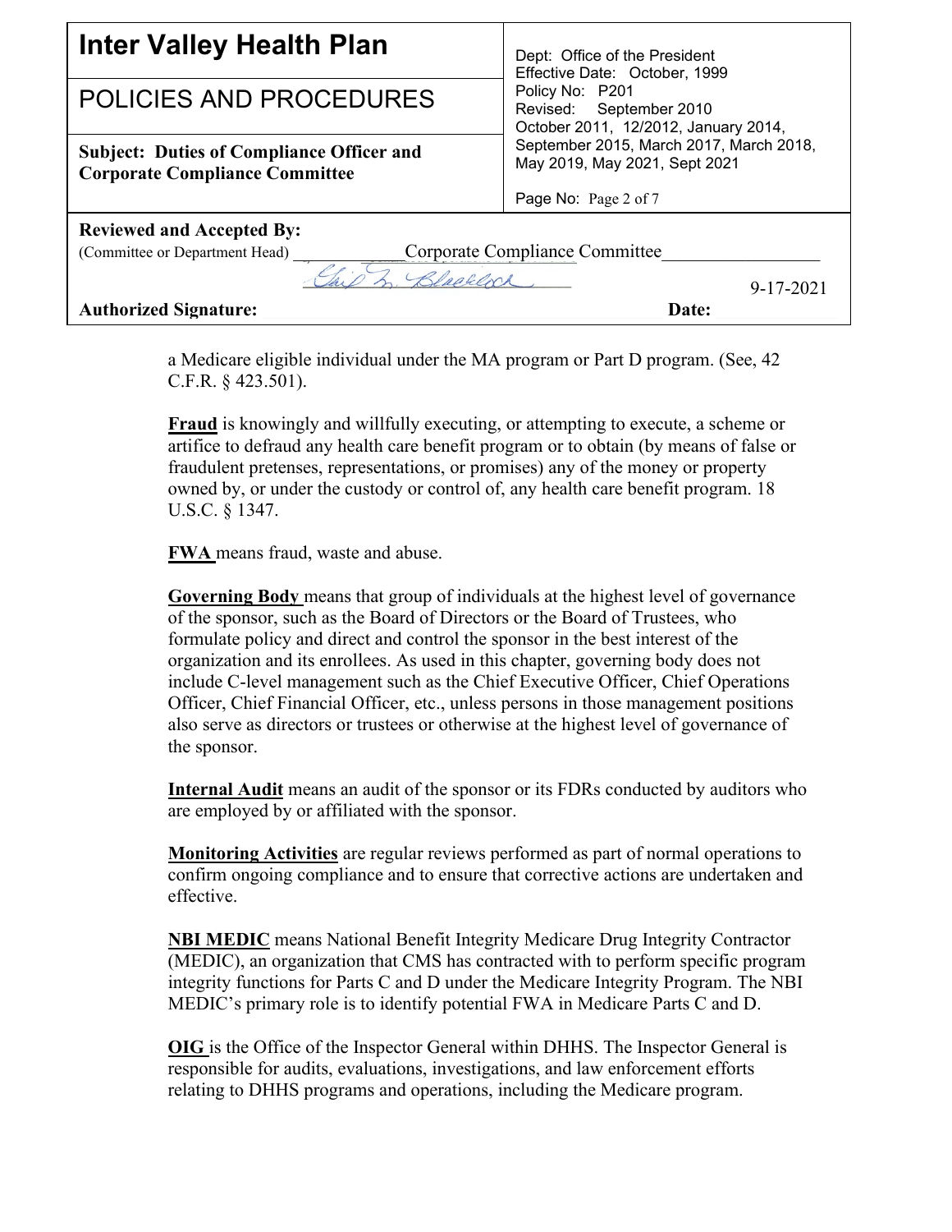a Medicare eligible individual under the MA program or Part D program. (See, 42 C.F.R. § 423.501).

**Fraud** is knowingly and willfully executing, or attempting to execute, a scheme or artifice to defraud any health care benefit program or to obtain (by means of false or fraudulent pretenses, representations, or promises) any of the money or property owned by, or under the custody or control of, any health care benefit program. 18 U.S.C. § 1347.

**FWA** means fraud, waste and abuse.

**Governing Body** means that group of individuals at the highest level of governance of the sponsor, such as the Board of Directors or the Board of Trustees, who formulate policy and direct and control the sponsor in the best interest of the organization and its enrollees. As used in this chapter, governing body does not include C-level management such as the Chief Executive Officer, Chief Operations Officer, Chief Financial Officer, etc., unless persons in those management positions also serve as directors or trustees or otherwise at the highest level of governance of the sponsor.

**Internal Audit** means an audit of the sponsor or its FDRs conducted by auditors who are employed by or affiliated with the sponsor.

**Monitoring Activities** are regular reviews performed as part of normal operations to confirm ongoing compliance and to ensure that corrective actions are undertaken and effective.

**NBI MEDIC** means National Benefit Integrity Medicare Drug Integrity Contractor (MEDIC), an organization that CMS has contracted with to perform specific program integrity functions for Parts C and D under the Medicare Integrity Program. The NBI MEDIC's primary role is to identify potential FWA in Medicare Parts C and D.

**OIG** is the Office of the Inspector General within DHHS. The Inspector General is responsible for audits, evaluations, investigations, and law enforcement efforts relating to DHHS programs and operations, including the Medicare program.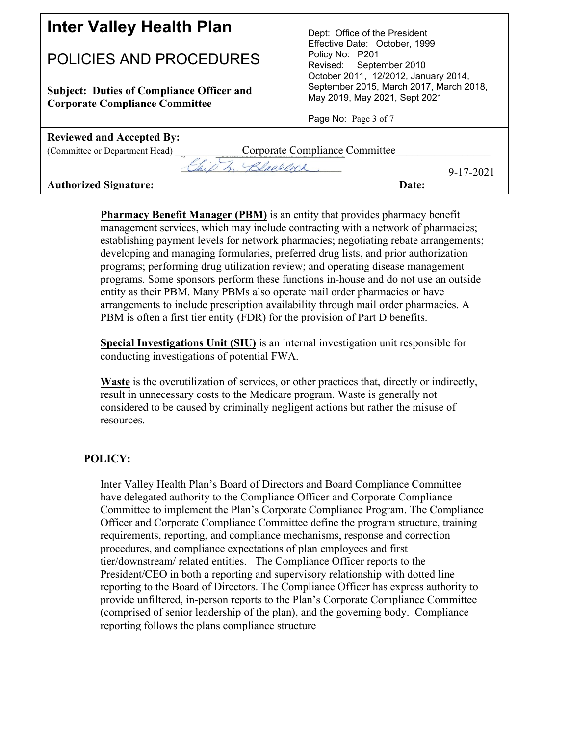**Pharmacy Benefit Manager (PBM)** is an entity that provides pharmacy benefit management services, which may include contracting with a network of pharmacies; establishing payment levels for network pharmacies; negotiating rebate arrangements; developing and managing formularies, preferred drug lists, and prior authorization programs; performing drug utilization review; and operating disease management programs. Some sponsors perform these functions in-house and do not use an outside entity as their PBM. Many PBMs also operate mail order pharmacies or have arrangements to include prescription availability through mail order pharmacies. A PBM is often a first tier entity (FDR) for the provision of Part D benefits.

**Special Investigations Unit (SIU)** is an internal investigation unit responsible for conducting investigations of potential FWA.

**Waste** is the overutilization of services, or other practices that, directly or indirectly, result in unnecessary costs to the Medicare program. Waste is generally not considered to be caused by criminally negligent actions but rather the misuse of resources.

## POLICY:

Inter Valley Health Plan's Board of Directors and Board Compliance Committee have delegated authority to the Compliance Officer and Corporate Compliance Committee to implement the Plan's Corporate Compliance Program. The Compliance Officer and Corporate Compliance Committee define the program structure, training requirements, reporting, and compliance mechanisms, response and correction procedures, and compliance expectations of plan employees and first tier/downstream/ related entities. The Compliance Officer reports to the President/CEO in both a reporting and supervisory relationship with dotted line reporting to the Board of Directors. The Compliance Officer has express authority to provide unfiltered, in-person reports to the Plan's Corporate Compliance Committee (comprised of senior leadership of the plan), and the governing body. Compliance reporting follows the plans compliance structure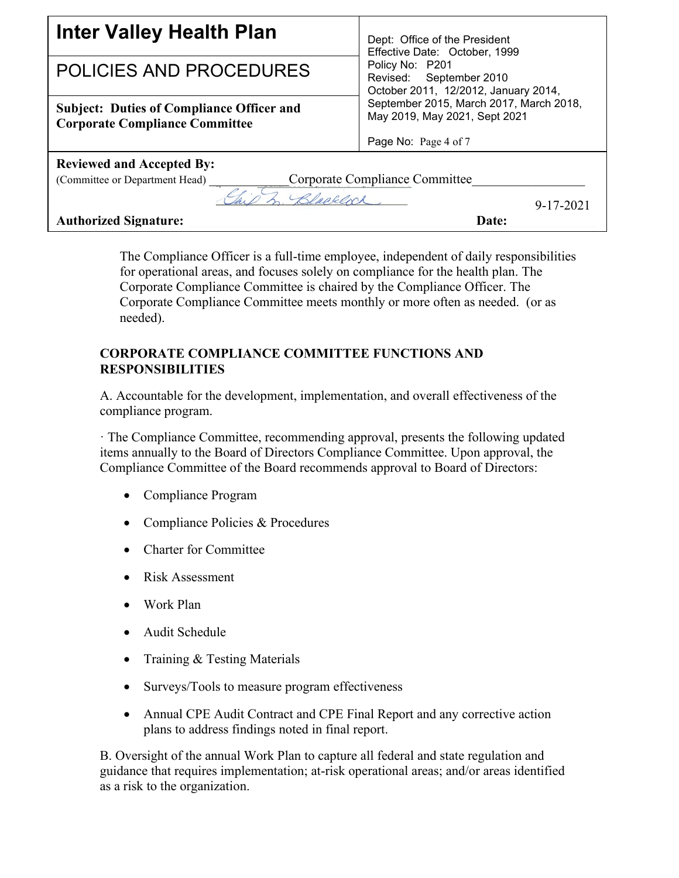The Compliance Officer is a full-time employee, independent of daily responsibilities for operational areas, and focuses solely on compliance for the health plan. The Corporate Compliance Committee is chaired by the Compliance Officer. The Corporate Compliance Committee meets monthly or more often as needed. (or as needed).

**CORPORATE COMPLIANCE COMMITTEE FUNCTIONS AND RESPONSIBILITIES**

A. Accountable for the development, implementation, and overall effectiveness of the compliance program.

· The Compliance Committee, recommending approval, presents the following updated items annually to the Board of Directors Compliance Committee. Upon approval, the Compliance Committee of the Board recommends approval to Board of Directors:

- Compliance Program
- Compliance Policies & Procedures
- Charter for Committee
- Risk Assessment
- Work Plan
- Audit Schedule
- Training & Testing Materials
- Surveys/Tools to measure program effectiveness
- Annual CPE Audit Contract and CPE Final Report and any corrective action plans to address findings noted in final report.

B. Oversight of the annual Work Plan to capture all federal and state regulation and guidance that requires implementation; at-risk operational areas; and/or areas identified as a risk to the organization.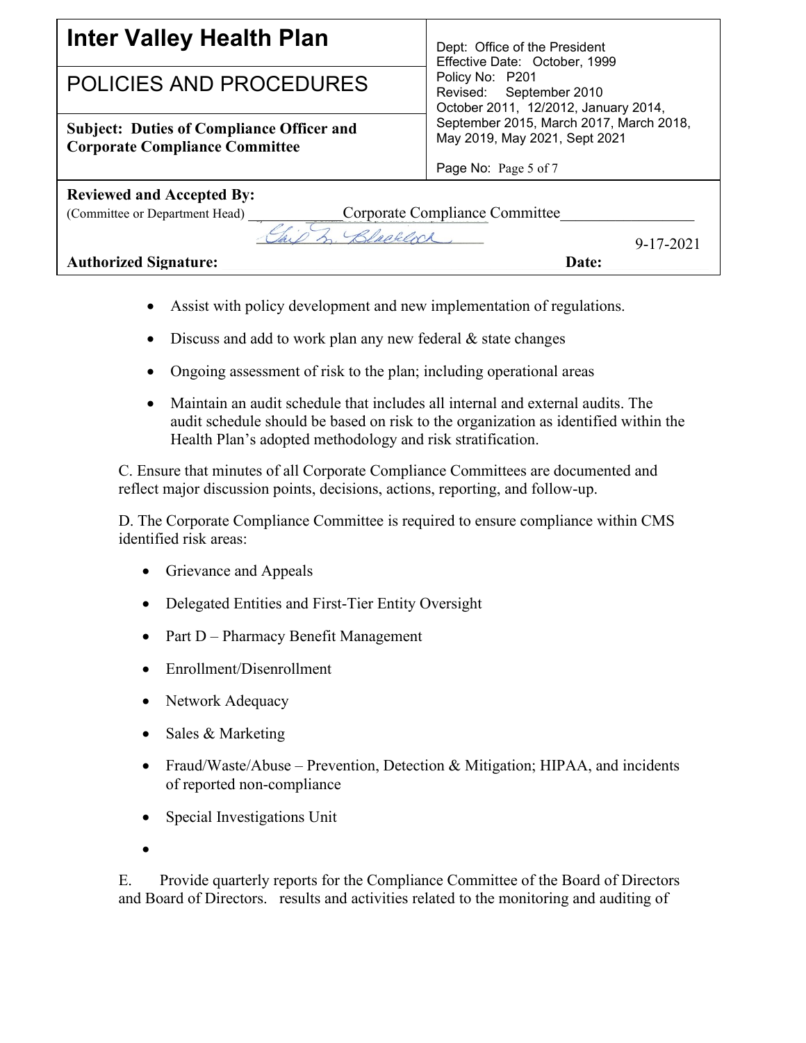| Inter Valley Health Plan | Dept: Office of the President |
| --- | --- |
| POLICIES AND PROCEDURES | Effective Date: October, 1999 Policy No: P201 Revised: September 2010 October 2011, 12/2012, January 2014, September 2015, March 2017, March 2018, May 2019, May 2021, Sept 2021 |
| **Subject: Duties of Compliance Officer and Corporate Compliance Committee** | Page No: Page 5 of 7 |

**Reviewed and Accepted By:**
(Committee or Department Head) Corporate Compliance Committee

**Authorized Signature:** **Date:** 9-17-2021

- Assist with policy development and new implementation of regulations.
- Discuss and add to work plan any new federal & state changes
- Ongoing assessment of risk to the plan; including operational areas
- Maintain an audit schedule that includes all internal and external audits. The audit schedule should be based on risk to the organization as identified within the Health Plan's adopted methodology and risk stratification.

C. Ensure that minutes of all Corporate Compliance Committees are documented and reflect major discussion points, decisions, actions, reporting, and follow-up.

D. The Corporate Compliance Committee is required to ensure compliance within CMS identified risk areas:

- Grievance and Appeals
- Delegated Entities and First-Tier Entity Oversight
- Part D – Pharmacy Benefit Management
- Enrollment/Disenrollment
- Network Adequacy
- Sales & Marketing
- Fraud/Waste/Abuse – Prevention, Detection & Mitigation; HIPAA, and incidents of reported non-compliance
- Special Investigations Unit
-

E. Provide quarterly reports for the Compliance Committee of the Board of Directors and Board of Directors. results and activities related to the monitoring and auditing of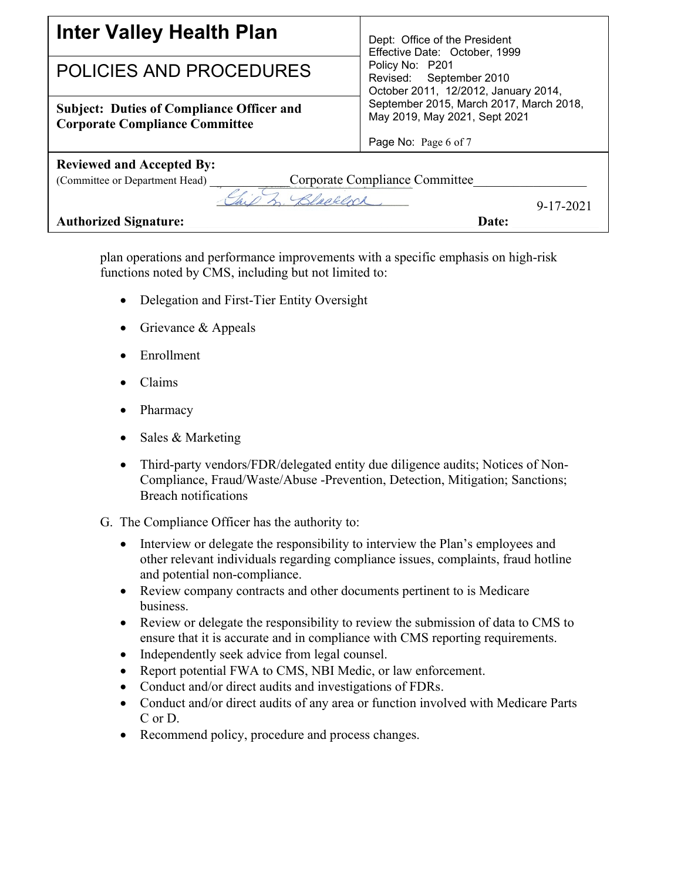plan operations and performance improvements with a specific emphasis on high-risk functions noted by CMS, including but not limited to:

- Delegation and First-Tier Entity Oversight
- Grievance & Appeals
- Enrollment
- Claims
- Pharmacy
- Sales & Marketing
- Third-party vendors/FDR/delegated entity due diligence audits; Notices of Non-Compliance, Fraud/Waste/Abuse -Prevention, Detection, Mitigation; Sanctions; Breach notifications

G. The Compliance Officer has the authority to:

- Interview or delegate the responsibility to interview the Plan's employees and other relevant individuals regarding compliance issues, complaints, fraud hotline and potential non-compliance.
- Review company contracts and other documents pertinent to is Medicare business.
- Review or delegate the responsibility to review the submission of data to CMS to ensure that it is accurate and in compliance with CMS reporting requirements.
- Independently seek advice from legal counsel.
- Report potential FWA to CMS, NBI Medic, or law enforcement.
- Conduct and/or direct audits and investigations of FDRs.
- Conduct and/or direct audits of any area or function involved with Medicare Parts C or D.
- Recommend policy, procedure and process changes.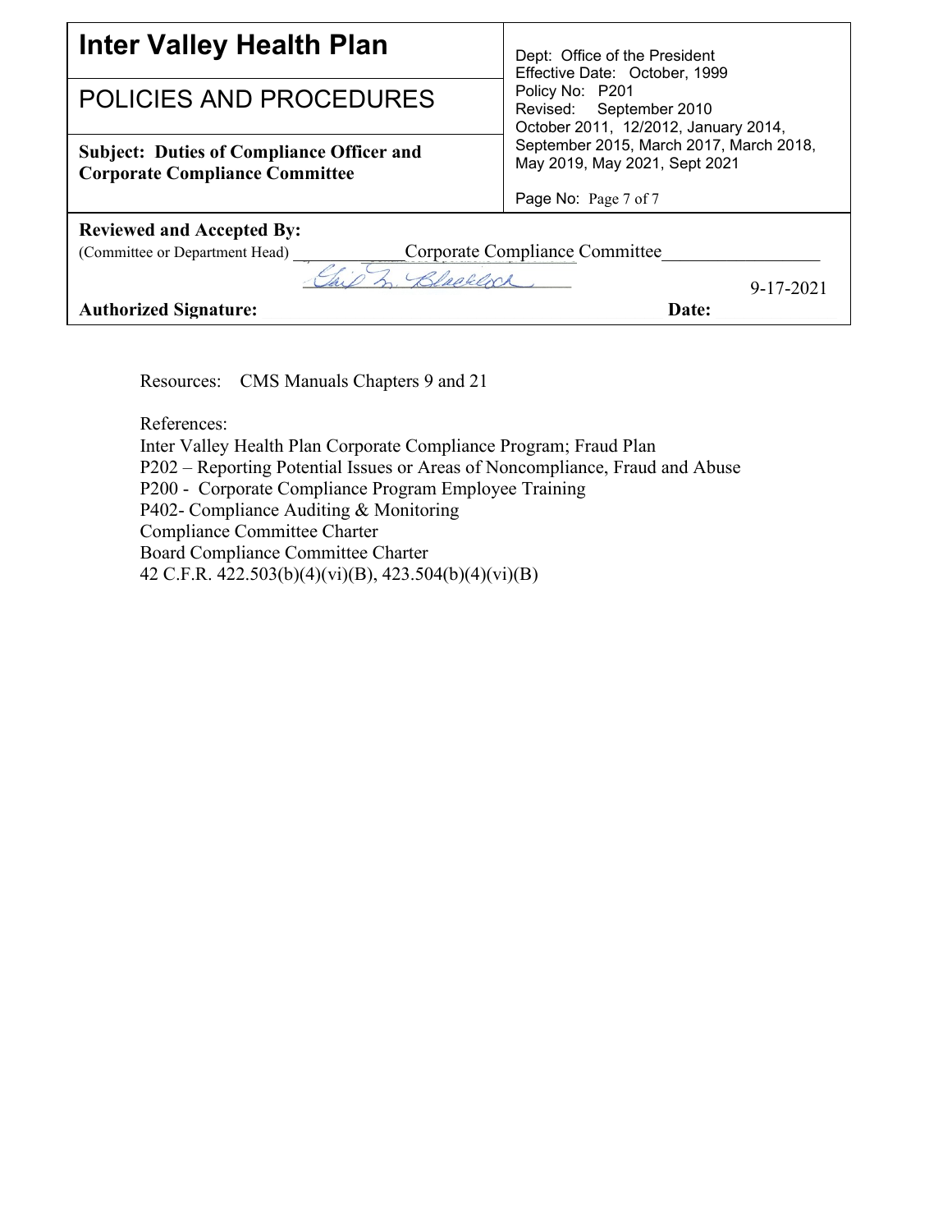| Inter Valley Health Plan | Dept: Office of the President<br>Effective Date: October, 1999<br>Policy No: P201<br>Revised: September 2010<br>October 2011, 12/2012, January 2014, September 2015, March 2017, March 2018, May 2019, May 2021, Sept 2021 |
|---|---|
| POLICIES AND PROCEDURES | |
| **Subject: Duties of Compliance Officer and Corporate Compliance Committee** | Page No: Page 7 of 7 |

**Reviewed and Accepted By:**

(Committee or Department Head) Corporate Compliance Committee

**Authorized Signature:** Gail L. Blacklock **Date:** 9-17-2021

Resources: CMS Manuals Chapters 9 and 21

References:

Inter Valley Health Plan Corporate Compliance Program; Fraud Plan

P202 – Reporting Potential Issues or Areas of Noncompliance, Fraud and Abuse

P200 - Corporate Compliance Program Employee Training

P402- Compliance Auditing & Monitoring

Compliance Committee Charter

Board Compliance Committee Charter

42 C.F.R. 422.503(b)(4)(vi)(B), 423.504(b)(4)(vi)(B)